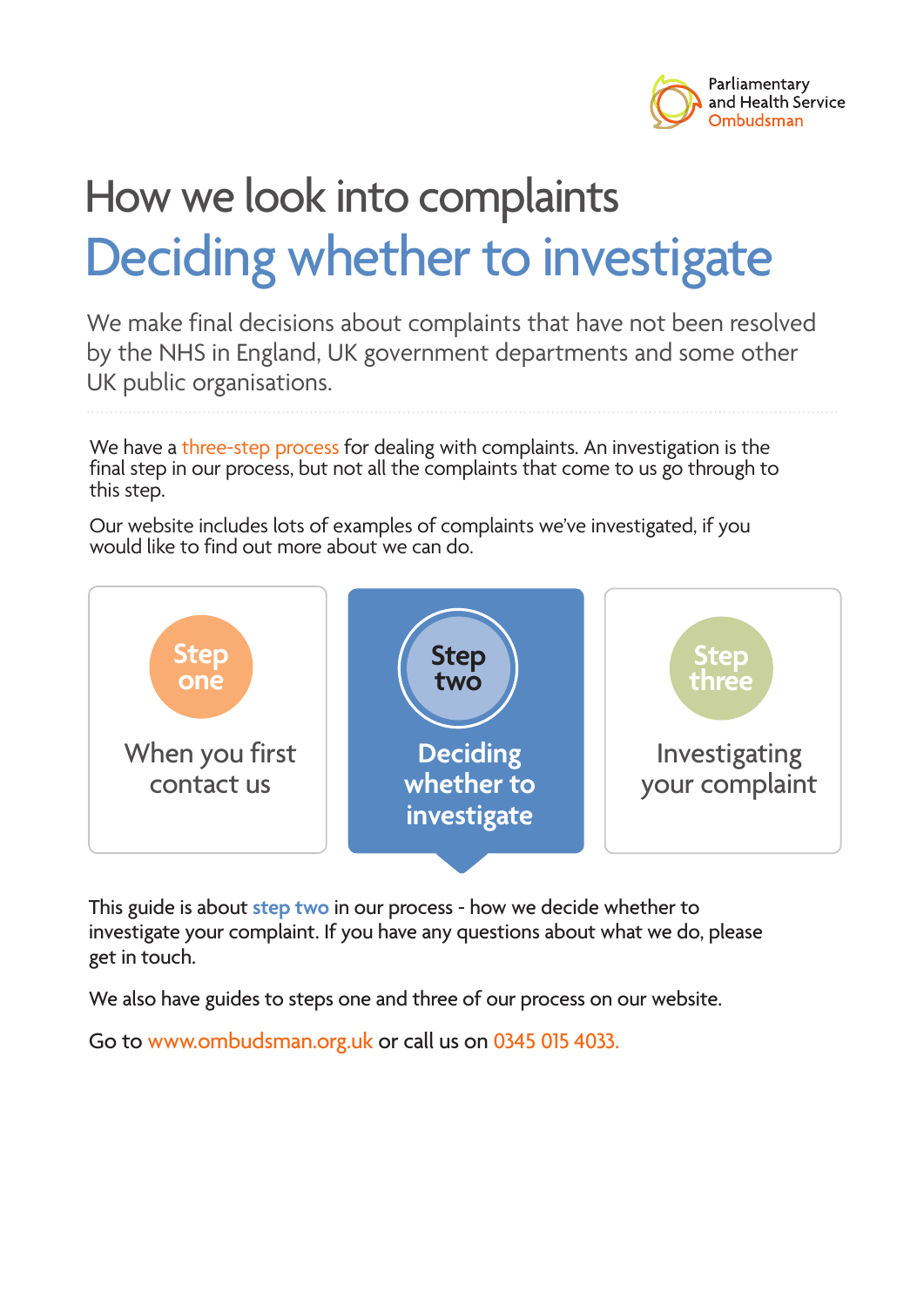Parliamentary and Health Service Ombudsman

# How we look into complaints

## Deciding whether to investigate

We make final decisions about complaints that have not been resolved by the NHS in England, UK government departments and some other UK public organisations.

We have a three-step process for dealing with complaints. An investigation is the final step in our process, but not all the complaints that come to us go through to this step.

Our website includes lots of examples of complaints we've investigated, if you would like to find out more about we can do.

| Step one | Step two | Step three |
|---|---|---|
| When you first contact us | **Deciding whether to investigate** | Investigating your complaint |

This guide is about **step two** in our process - how we decide whether to investigate your complaint. If you have any questions about what we do, please get in touch.

We also have guides to steps one and three of our process on our website.

Go to www.ombudsman.org.uk or call us on 0345 015 4033.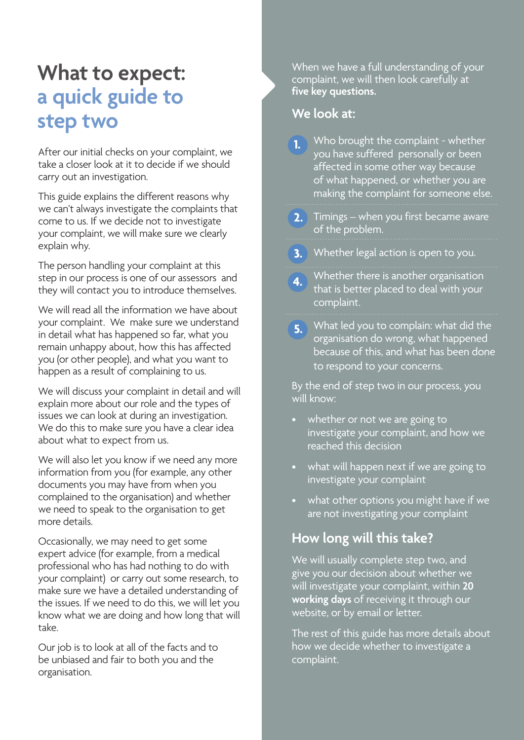# What to expect: a quick guide to step two

After our initial checks on your complaint, we take a closer look at it to decide if we should carry out an investigation.

This guide explains the different reasons why we can't always investigate the complaints that come to us. If we decide not to investigate your complaint, we will make sure we clearly explain why.

The person handling your complaint at this step in our process is one of our assessors and they will contact you to introduce themselves.

We will read all the information we have about your complaint. We make sure we understand in detail what has happened so far, what you remain unhappy about, how this has affected you (or other people), and what you want to happen as a result of complaining to us.

We will discuss your complaint in detail and will explain more about our role and the types of issues we can look at during an investigation. We do this to make sure you have a clear idea about what to expect from us.

We will also let you know if we need any more information from you (for example, any other documents you may have from when you complained to the organisation) and whether we need to speak to the organisation to get more details.

Occasionally, we may need to get some expert advice (for example, from a medical professional who has had nothing to do with your complaint) or carry out some research, to make sure we have a detailed understanding of the issues. If we need to do this, we will let you know what we are doing and how long that will take.

Our job is to look at all of the facts and to be unbiased and fair to both you and the organisation.

When we have a full understanding of your complaint, we will then look carefully at **five key questions.**

## We look at:

1. Who brought the complaint - whether you have suffered personally or been affected in some other way because of what happened, or whether you are making the complaint for someone else.
2. Timings – when you first became aware of the problem.
3. Whether legal action is open to you.
4. Whether there is another organisation that is better placed to deal with your complaint.
5. What led you to complain: what did the organisation do wrong, what happened because of this, and what has been done to respond to your concerns.

By the end of step two in our process, you will know:

- whether or not we are going to investigate your complaint, and how we reached this decision
- what will happen next if we are going to investigate your complaint
- what other options you might have if we are not investigating your complaint

## How long will this take?

We will usually complete step two, and give you our decision about whether we will investigate your complaint, within **20 working days** of receiving it through our website, or by email or letter.

The rest of this guide has more details about how we decide whether to investigate a complaint.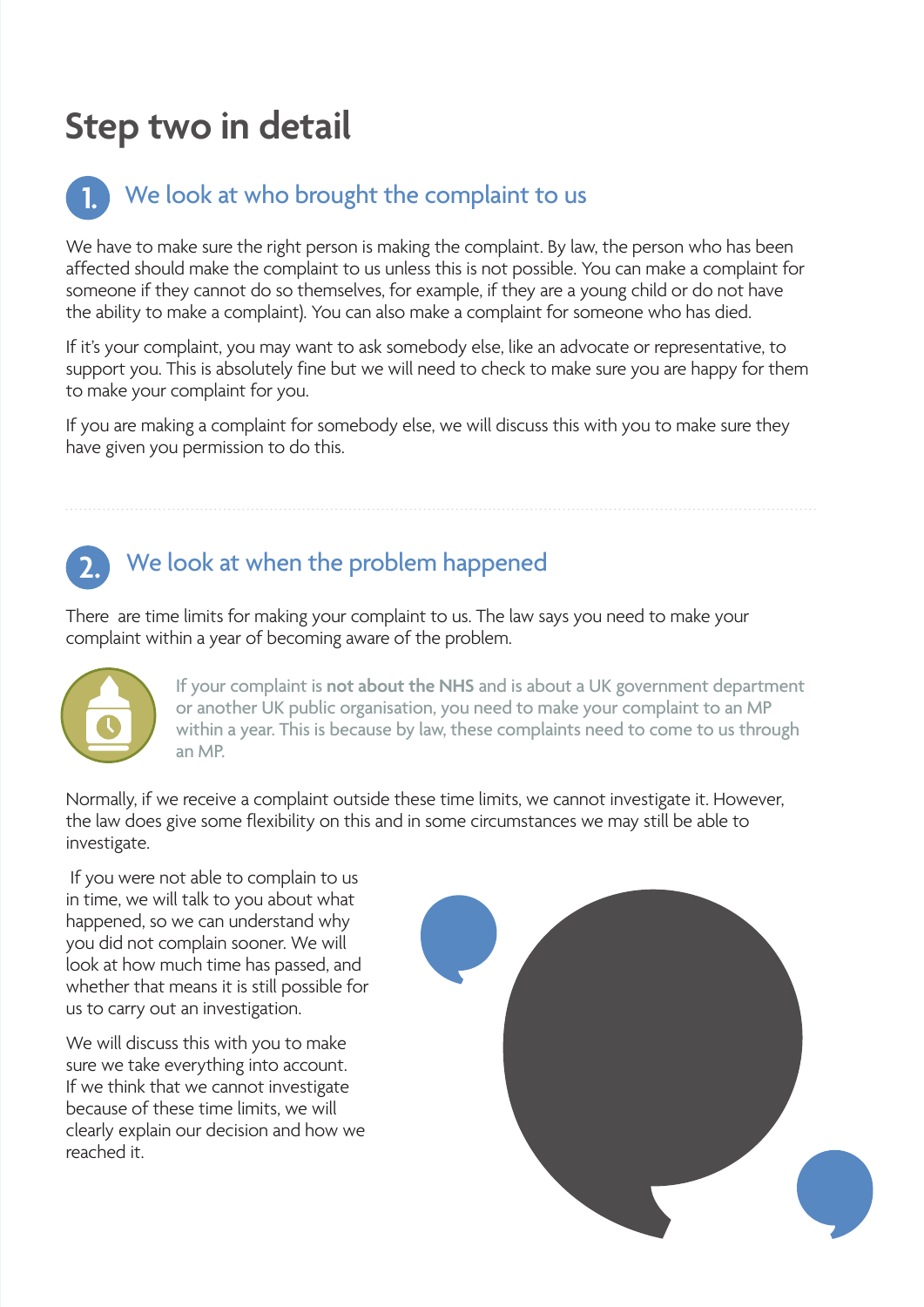# Step two in detail

## 1. We look at who brought the complaint to us

We have to make sure the right person is making the complaint. By law, the person who has been affected should make the complaint to us unless this is not possible. You can make a complaint for someone if they cannot do so themselves, for example, if they are a young child or do not have the ability to make a complaint). You can also make a complaint for someone who has died.

If it's your complaint, you may want to ask somebody else, like an advocate or representative, to support you. This is absolutely fine but we will need to check to make sure you are happy for them to make your complaint for you.

If you are making a complaint for somebody else, we will discuss this with you to make sure they have given you permission to do this.

## 2. We look at when the problem happened

There are time limits for making your complaint to us. The law says you need to make your complaint within a year of becoming aware of the problem.

If your complaint is **not about the NHS** and is about a UK government department or another UK public organisation, you need to make your complaint to an MP within a year. This is because by law, these complaints need to come to us through an MP.

Normally, if we receive a complaint outside these time limits, we cannot investigate it. However, the law does give some flexibility on this and in some circumstances we may still be able to investigate.

If you were not able to complain to us in time, we will talk to you about what happened, so we can understand why you did not complain sooner. We will look at how much time has passed, and whether that means it is still possible for us to carry out an investigation.

We will discuss this with you to make sure we take everything into account. If we think that we cannot investigate because of these time limits, we will clearly explain our decision and how we reached it.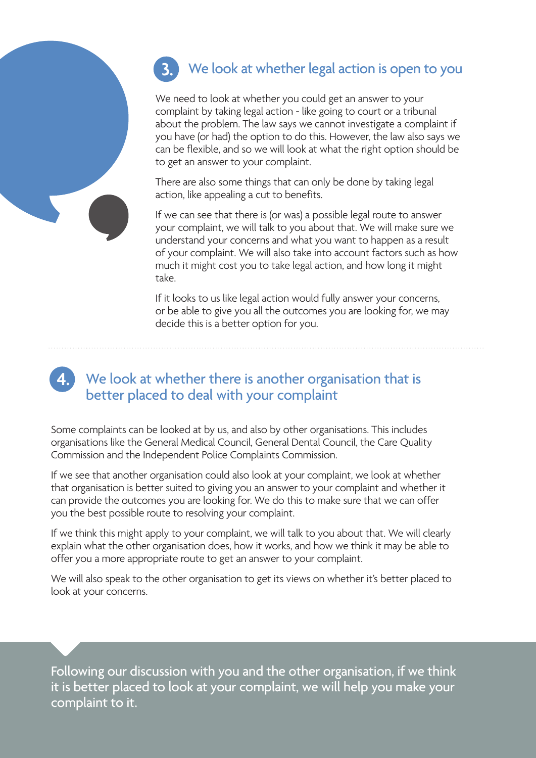## 3. We look at whether legal action is open to you

We need to look at whether you could get an answer to your complaint by taking legal action - like going to court or a tribunal about the problem. The law says we cannot investigate a complaint if you have (or had) the option to do this. However, the law also says we can be flexible, and so we will look at what the right option should be to get an answer to your complaint.

There are also some things that can only be done by taking legal action, like appealing a cut to benefits.

If we can see that there is (or was) a possible legal route to answer your complaint, we will talk to you about that. We will make sure we understand your concerns and what you want to happen as a result of your complaint. We will also take into account factors such as how much it might cost you to take legal action, and how long it might take.

If it looks to us like legal action would fully answer your concerns, or be able to give you all the outcomes you are looking for, we may decide this is a better option for you.

## 4. We look at whether there is another organisation that is better placed to deal with your complaint

Some complaints can be looked at by us, and also by other organisations. This includes organisations like the General Medical Council, General Dental Council, the Care Quality Commission and the Independent Police Complaints Commission.

If we see that another organisation could also look at your complaint, we look at whether that organisation is better suited to giving you an answer to your complaint and whether it can provide the outcomes you are looking for. We do this to make sure that we can offer you the best possible route to resolving your complaint.

If we think this might apply to your complaint, we will talk to you about that. We will clearly explain what the other organisation does, how it works, and how we think it may be able to offer you a more appropriate route to get an answer to your complaint.

We will also speak to the other organisation to get its views on whether it's better placed to look at your concerns.

Following our discussion with you and the other organisation, if we think it is better placed to look at your complaint, we will help you make your complaint to it.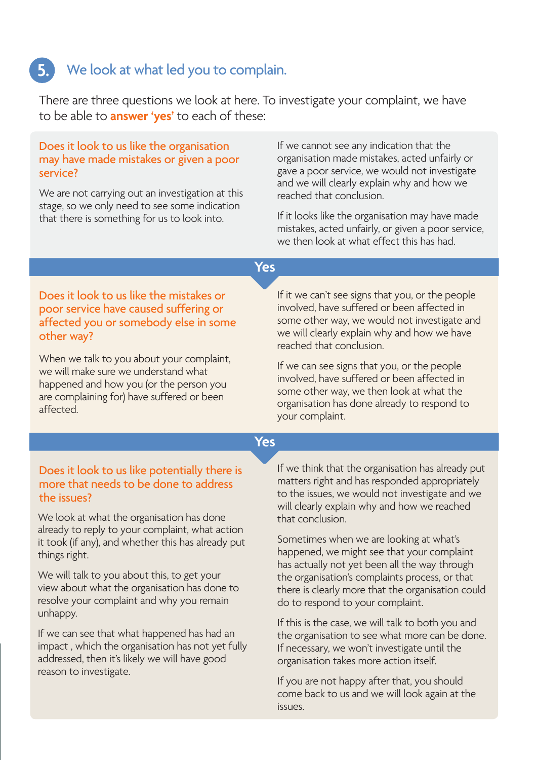## 5. We look at what led you to complain.

There are three questions we look at here. To investigate your complaint, we have to be able to **answer 'yes'** to each of these:

### Does it look to us like the organisation may have made mistakes or given a poor service?

We are not carrying out an investigation at this stage, so we only need to see some indication that there is something for us to look into.

If we cannot see any indication that the organisation made mistakes, acted unfairly or gave a poor service, we would not investigate and we will clearly explain why and how we reached that conclusion.

If it looks like the organisation may have made mistakes, acted unfairly, or given a poor service, we then look at what effect this has had.

**Yes**

### Does it look to us like the mistakes or poor service have caused suffering or affected you or somebody else in some other way?

When we talk to you about your complaint, we will make sure we understand what happened and how you (or the person you are complaining for) have suffered or been affected.

If it we can't see signs that you, or the people involved, have suffered or been affected in some other way, we would not investigate and we will clearly explain why and how we have reached that conclusion.

If we can see signs that you, or the people involved, have suffered or been affected in some other way, we then look at what the organisation has done already to respond to your complaint.

**Yes**

### Does it look to us like potentially there is more that needs to be done to address the issues?

We look at what the organisation has done already to reply to your complaint, what action it took (if any), and whether this has already put things right.

We will talk to you about this, to get your view about what the organisation has done to resolve your complaint and why you remain unhappy.

If we can see that what happened has had an impact , which the organisation has not yet fully addressed, then it's likely we will have good reason to investigate.

If we think that the organisation has already put matters right and has responded appropriately to the issues, we would not investigate and we will clearly explain why and how we reached that conclusion.

Sometimes when we are looking at what's happened, we might see that your complaint has actually not yet been all the way through the organisation's complaints process, or that there is clearly more that the organisation could do to respond to your complaint.

If this is the case, we will talk to both you and the organisation to see what more can be done. If necessary, we won't investigate until the organisation takes more action itself.

If you are not happy after that, you should come back to us and we will look again at the issues.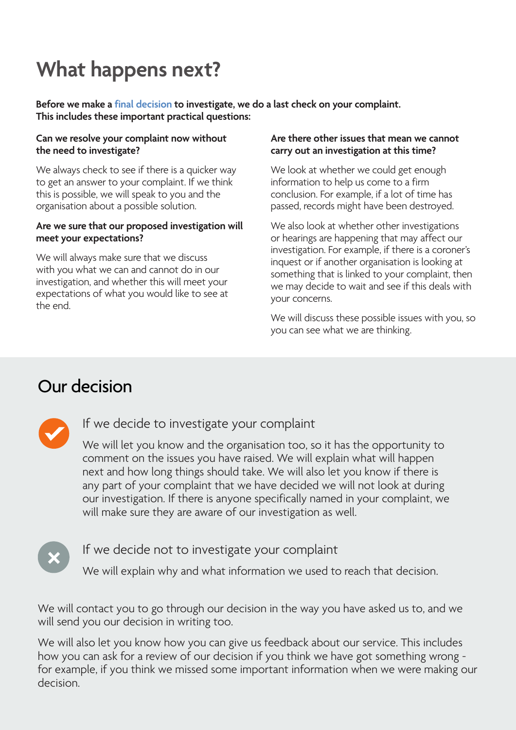# What happens next?

**Before we make a final decision to investigate, we do a last check on your complaint. This includes these important practical questions:**

### Can we resolve your complaint now without the need to investigate?

We always check to see if there is a quicker way to get an answer to your complaint. If we think this is possible, we will speak to you and the organisation about a possible solution.

### Are we sure that our proposed investigation will meet your expectations?

We will always make sure that we discuss with you what we can and cannot do in our investigation, and whether this will meet your expectations of what you would like to see at the end.

### Are there other issues that mean we cannot carry out an investigation at this time?

We look at whether we could get enough information to help us come to a firm conclusion. For example, if a lot of time has passed, records might have been destroyed.

We also look at whether other investigations or hearings are happening that may affect our investigation. For example, if there is a coroner's inquest or if another organisation is looking at something that is linked to your complaint, then we may decide to wait and see if this deals with your concerns.

We will discuss these possible issues with you, so you can see what we are thinking.

## Our decision

### If we decide to investigate your complaint

We will let you know and the organisation too, so it has the opportunity to comment on the issues you have raised. We will explain what will happen next and how long things should take. We will also let you know if there is any part of your complaint that we have decided we will not look at during our investigation. If there is anyone specifically named in your complaint, we will make sure they are aware of our investigation as well.

### If we decide not to investigate your complaint

We will explain why and what information we used to reach that decision.

We will contact you to go through our decision in the way you have asked us to, and we will send you our decision in writing too.

We will also let you know how you can give us feedback about our service. This includes how you can ask for a review of our decision if you think we have got something wrong - for example, if you think we missed some important information when we were making our decision.